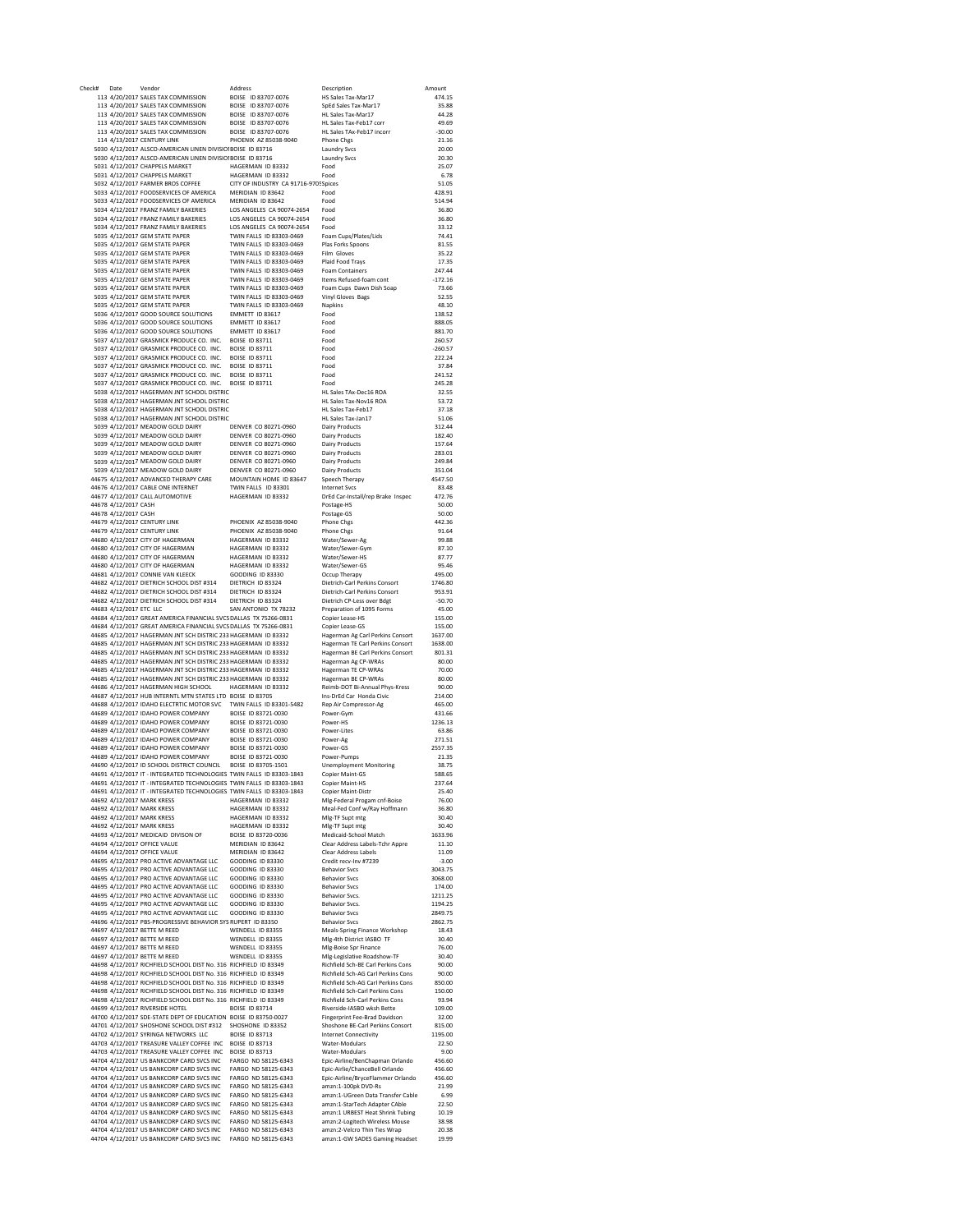| Check# | Date | Vendor | Address | Description | Amount |
|---|---|---|---|---|---|
| 113 | 4/20/2017 | SALES TAX COMMISSION | BOISE ID 83707-0076 | HS Sales Tax-Mar17 | 474.15 |
| 113 | 4/20/2017 | SALES TAX COMMISSION | BOISE ID 83707-0076 | SpEd Sales Tax-Mar17 | 35.88 |
| 113 | 4/20/2017 | SALES TAX COMMISSION | BOISE ID 83707-0076 | HL Sales Tax-Mar17 | 44.28 |
| 113 | 4/20/2017 | SALES TAX COMMISSION | BOISE ID 83707-0076 | HL Sales Tax-Feb17 corr | 49.69 |
| 113 | 4/20/2017 | SALES TAX COMMISSION | BOISE ID 83707-0076 | HL Sales TAx-Feb17 incorr | -30.00 |
| 114 | 4/13/2017 | CENTURY LINK | PHOENIX AZ 85038-9040 | Phone Chgs | 21.16 |
| 5030 | 4/12/2017 | ALSCO-AMERICAN LINEN DIVISIOI | BOISE ID 83716 | Laundry Svcs | 20.00 |
| 5030 | 4/12/2017 | ALSCO-AMERICAN LINEN DIVISIOI | BOISE ID 83716 | Laundry Svcs | 20.30 |
| 5031 | 4/12/2017 | CHAPPELS MARKET | HAGERMAN ID 83332 | Food | 25.07 |
| 5031 | 4/12/2017 | CHAPPELS MARKET | HAGERMAN ID 83332 | Food | 6.78 |
| 5032 | 4/12/2017 | FARMER BROS COFFEE | CITY OF INDUSTRY CA 91716-9705 | Spices | 51.05 |
| 5033 | 4/12/2017 | FOODSERVICES OF AMERICA | MERIDIAN ID 83642 | Food | 428.91 |
| 5033 | 4/12/2017 | FOODSERVICES OF AMERICA | MERIDIAN ID 83642 | Food | 514.94 |
| 5034 | 4/12/2017 | FRANZ FAMILY BAKERIES | LOS ANGELES CA 90074-2654 | Food | 36.80 |
| 5034 | 4/12/2017 | FRANZ FAMILY BAKERIES | LOS ANGELES CA 90074-2654 | Food | 36.80 |
| 5034 | 4/12/2017 | FRANZ FAMILY BAKERIES | LOS ANGELES CA 90074-2654 | Food | 33.12 |
| 5035 | 4/12/2017 | GEM STATE PAPER | TWIN FALLS ID 83303-0469 | Foam Cups/Plates/Lids | 74.41 |
| 5035 | 4/12/2017 | GEM STATE PAPER | TWIN FALLS ID 83303-0469 | Plas Forks Spoons | 81.55 |
| 5035 | 4/12/2017 | GEM STATE PAPER | TWIN FALLS ID 83303-0469 | Film Gloves | 35.22 |
| 5035 | 4/12/2017 | GEM STATE PAPER | TWIN FALLS ID 83303-0469 | Plaid Food Trays | 17.35 |
| 5035 | 4/12/2017 | GEM STATE PAPER | TWIN FALLS ID 83303-0469 | Foam Containers | 247.44 |
| 5035 | 4/12/2017 | GEM STATE PAPER | TWIN FALLS ID 83303-0469 | Items Refused-foam cont | -172.16 |
| 5035 | 4/12/2017 | GEM STATE PAPER | TWIN FALLS ID 83303-0469 | Foam Cups Dawn Dish Soap | 73.66 |
| 5035 | 4/12/2017 | GEM STATE PAPER | TWIN FALLS ID 83303-0469 | Vinyl Gloves Bags | 52.55 |
| 5035 | 4/12/2017 | GEM STATE PAPER | TWIN FALLS ID 83303-0469 | Napkins | 48.10 |
| 5036 | 4/12/2017 | GOOD SOURCE SOLUTIONS | EMMETT ID 83617 | Food | 138.52 |
| 5036 | 4/12/2017 | GOOD SOURCE SOLUTIONS | EMMETT ID 83617 | Food | 888.05 |
| 5036 | 4/12/2017 | GOOD SOURCE SOLUTIONS | EMMETT ID 83617 | Food | 881.70 |
| 5037 | 4/12/2017 | GRASMICK PRODUCE CO. INC. | BOISE ID 83711 | Food | 260.57 |
| 5037 | 4/12/2017 | GRASMICK PRODUCE CO. INC. | BOISE ID 83711 | Food | -260.57 |
| 5037 | 4/12/2017 | GRASMICK PRODUCE CO. INC. | BOISE ID 83711 | Food | 222.24 |
| 5037 | 4/12/2017 | GRASMICK PRODUCE CO. INC. | BOISE ID 83711 | Food | 37.84 |
| 5037 | 4/12/2017 | GRASMICK PRODUCE CO. INC. | BOISE ID 83711 | Food | 241.52 |
| 5037 | 4/12/2017 | GRASMICK PRODUCE CO. INC. | BOISE ID 83711 | Food | 245.28 |
| 5038 | 4/12/2017 | HAGERMAN JNT SCHOOL DISTRIC | | HL Sales TAx-Dec16 ROA | 32.55 |
| 5038 | 4/12/2017 | HAGERMAN JNT SCHOOL DISTRIC | | HL Sales Tax-Nov16 ROA | 53.72 |
| 5038 | 4/12/2017 | HAGERMAN JNT SCHOOL DISTRIC | | HL Sales Tax-Feb17 | 37.18 |
| 5038 | 4/12/2017 | HAGERMAN JNT SCHOOL DISTRIC | | HL Sales Tax-Jan17 | 51.06 |
| 5039 | 4/12/2017 | MEADOW GOLD DAIRY | DENVER CO 80271-0960 | Dairy Products | 312.44 |
| 5039 | 4/12/2017 | MEADOW GOLD DAIRY | DENVER CO 80271-0960 | Dairy Products | 182.40 |
| 5039 | 4/12/2017 | MEADOW GOLD DAIRY | DENVER CO 80271-0960 | Dairy Products | 157.64 |
| 5039 | 4/12/2017 | MEADOW GOLD DAIRY | DENVER CO 80271-0960 | Dairy Products | 283.01 |
| 5039 | 4/12/2017 | MEADOW GOLD DAIRY | DENVER CO 80271-0960 | Dairy Products | 249.84 |
| 5039 | 4/12/2017 | MEADOW GOLD DAIRY | DENVER CO 80271-0960 | Dairy Products | 351.04 |
| 44675 | 4/12/2017 | ADVANCED THERAPY CARE | MOUNTAIN HOME ID 83647 | Speech Therapy | 4547.50 |
| 44676 | 4/12/2017 | CABLE ONE INTERNET | TWIN FALLS ID 83301 | Internet Svcs | 83.48 |
| 44677 | 4/12/2017 | CALL AUTOMOTIVE | HAGERMAN ID 83332 | DrEd Car-Install/rep Brake Inspec | 472.76 |
| 44678 | 4/12/2017 | CASH | | Postage-HS | 50.00 |
| 44678 | 4/12/2017 | CASH | | Postage-GS | 50.00 |
| 44679 | 4/12/2017 | CENTURY LINK | PHOENIX AZ 85038-9040 | Phone Chgs | 442.36 |
| 44679 | 4/12/2017 | CENTURY LINK | PHOENIX AZ 85038-9040 | Phone Chgs | 91.64 |
| 44680 | 4/12/2017 | CITY OF HAGERMAN | HAGERMAN ID 83332 | Water/Sewer-Ag | 99.88 |
| 44680 | 4/12/2017 | CITY OF HAGERMAN | HAGERMAN ID 83332 | Water/Sewer-Gym | 87.10 |
| 44680 | 4/12/2017 | CITY OF HAGERMAN | HAGERMAN ID 83332 | Water/Sewer-HS | 87.77 |
| 44680 | 4/12/2017 | CITY OF HAGERMAN | HAGERMAN ID 83332 | Water/Sewer-GS | 95.46 |
| 44681 | 4/12/2017 | CONNIE VAN KLEECK | GOODING ID 83330 | Occup Therapy | 495.00 |
| 44682 | 4/12/2017 | DIETRICH SCHOOL DIST #314 | DIETRICH ID 83324 | Dietrich-Carl Perkins Consort | 1746.80 |
| 44682 | 4/12/2017 | DIETRICH SCHOOL DIST #314 | DIETRICH ID 83324 | Dietrich-Carl Perkins Consort | 953.91 |
| 44682 | 4/12/2017 | DIETRICH SCHOOL DIST #314 | DIETRICH ID 83324 | Dietrich CP-Less over Bdgt | -50.70 |
| 44683 | 4/12/2017 | ETC LLC | SAN ANTONIO TX 78232 | Preparation of 1095 Forms | 45.00 |
| 44684 | 4/12/2017 | GREAT AMERICA FINANCIAL SVCS | DALLAS TX 75266-0831 | Copier Lease-HS | 155.00 |
| 44684 | 4/12/2017 | GREAT AMERICA FINANCIAL SVCS | DALLAS TX 75266-0831 | Copier Lease-GS | 155.00 |
| 44685 | 4/12/2017 | HAGERMAN JNT SCH DISTRIC 233 | HAGERMAN ID 83332 | Hagerman Ag Carl Perkins Consort | 1637.00 |
| 44685 | 4/12/2017 | HAGERMAN JNT SCH DISTRIC 233 | HAGERMAN ID 83332 | Hagerman TE Carl Perkins Consort | 1638.00 |
| 44685 | 4/12/2017 | HAGERMAN JNT SCH DISTRIC 233 | HAGERMAN ID 83332 | Hagerman BE Carl Perkins Consort | 801.31 |
| 44685 | 4/12/2017 | HAGERMAN JNT SCH DISTRIC 233 | HAGERMAN ID 83332 | Hagerman Ag CP-WRAs | 80.00 |
| 44685 | 4/12/2017 | HAGERMAN JNT SCH DISTRIC 233 | HAGERMAN ID 83332 | Hagerman TE CP-WRAs | 70.00 |
| 44685 | 4/12/2017 | HAGERMAN JNT SCH DISTRIC 233 | HAGERMAN ID 83332 | Hagerman BE CP-WRAs | 80.00 |
| 44686 | 4/12/2017 | HAGERMAN HIGH SCHOOL | HAGERMAN ID 83332 | Reimb-DOT Bi-Annual Phys-Kress | 90.00 |
| 44687 | 4/12/2017 | HUB INTERNTL MTN STATES LTD | BOISE ID 83705 | Ins-DrEd Car Honda Civic | 214.00 |
| 44688 | 4/12/2017 | IDAHO ELECTRTIC MOTOR SVC | TWIN FALLS ID 83301-5482 | Rep Air Compressor-Ag | 465.00 |
| 44689 | 4/12/2017 | IDAHO POWER COMPANY | BOISE ID 83721-0030 | Power-Gym | 431.66 |
| 44689 | 4/12/2017 | IDAHO POWER COMPANY | BOISE ID 83721-0030 | Power-HS | 1236.13 |
| 44689 | 4/12/2017 | IDAHO POWER COMPANY | BOISE ID 83721-0030 | Power-Lites | 63.86 |
| 44689 | 4/12/2017 | IDAHO POWER COMPANY | BOISE ID 83721-0030 | Power-Ag | 271.51 |
| 44689 | 4/12/2017 | IDAHO POWER COMPANY | BOISE ID 83721-0030 | Power-GS | 2557.35 |
| 44689 | 4/12/2017 | IDAHO POWER COMPANY | BOISE ID 83721-0030 | Power-Pumps | 21.35 |
| 44690 | 4/12/2017 | ID SCHOOL DISTRICT COUNCIL | BOISE ID 83705-1501 | Unemployment Monitoring | 38.75 |
| 44691 | 4/12/2017 | IT - INTEGRATED TECHNOLOGIES | TWIN FALLS ID 83303-1843 | Copier Maint-GS | 588.65 |
| 44691 | 4/12/2017 | IT - INTEGRATED TECHNOLOGIES | TWIN FALLS ID 83303-1843 | Copier Maint-HS | 237.64 |
| 44691 | 4/12/2017 | IT - INTEGRATED TECHNOLOGIES | TWIN FALLS ID 83303-1843 | Copier Maint-Distr | 25.40 |
| 44692 | 4/12/2017 | MARK KRESS | HAGERMAN ID 83332 | Mlg-Federal Progam cnf-Boise | 76.00 |
| 44692 | 4/12/2017 | MARK KRESS | HAGERMAN ID 83332 | Meal-Fed Conf w/Ray Hoffmann | 36.80 |
| 44692 | 4/12/2017 | MARK KRESS | HAGERMAN ID 83332 | Mlg-TF Supt mtg | 30.40 |
| 44692 | 4/12/2017 | MARK KRESS | HAGERMAN ID 83332 | Mlg-TF Supt mtg | 30.40 |
| 44693 | 4/12/2017 | MEDICAID DIVISON OF | BOISE ID 83720-0036 | Medicaid-School Match | 1633.96 |
| 44694 | 4/12/2017 | OFFICE VALUE | MERIDIAN ID 83642 | Clear Address Labels-Tchr Appre | 11.10 |
| 44694 | 4/12/2017 | OFFICE VALUE | MERIDIAN ID 83642 | Clear Address Labels | 11.09 |
| 44694 | 4/12/2017 | OFFICE VALUE | MERIDIAN ID 83642 | Credit recv-Inv #7239 | -3.00 |
| 44695 | 4/12/2017 | PRO ACTIVE ADVANTAGE LLC | GOODING ID 83330 | Behavior Svcs | 3043.75 |
| 44695 | 4/12/2017 | PRO ACTIVE ADVANTAGE LLC | GOODING ID 83330 | Behavior Svcs | 3068.00 |
| 44695 | 4/12/2017 | PRO ACTIVE ADVANTAGE LLC | GOODING ID 83330 | Behavior Svcs | 174.00 |
| 44695 | 4/12/2017 | PRO ACTIVE ADVANTAGE LLC | GOODING ID 83330 | Behavior Svcs. | 1211.25 |
| 44695 | 4/12/2017 | PRO ACTIVE ADVANTAGE LLC | GOODING ID 83330 | Behavior Svcs. | 1194.25 |
| 44695 | 4/12/2017 | PRO ACTIVE ADVANTAGE LLC | GOODING ID 83330 | Behavior Svcs | 2849.75 |
| 44696 | 4/12/2017 | PBS-PROGRESSIVE BEHAVIOR SYS | RUPERT ID 83350 | Behavior Svcs | 2862.75 |
| 44697 | 4/12/2017 | BETTE M REED | WENDELL ID 83355 | Meals-Spring Finance Workshop | 18.43 |
| 44697 | 4/12/2017 | BETTE M REED | WENDELL ID 83355 | Mlg-4th District IASBO TF | 30.40 |
| 44697 | 4/12/2017 | BETTE M REED | WENDELL ID 83355 | Mlg-Boise Spr Finance | 76.00 |
| 44697 | 4/12/2017 | BETTE M REED | WENDELL ID 83355 | Mlg-Legislative Roadshow-TF | 30.40 |
| 44698 | 4/12/2017 | RICHFIELD SCHOOL DIST No. 316 | RICHFIELD ID 83349 | Richfield Sch-BE Carl Perkins Cons | 90.00 |
| 44698 | 4/12/2017 | RICHFIELD SCHOOL DIST No. 316 | RICHFIELD ID 83349 | Richfield Sch-AG Carl Perkins Cons | 90.00 |
| 44698 | 4/12/2017 | RICHFIELD SCHOOL DIST No. 316 | RICHFIELD ID 83349 | Richfield Sch-AG Carl Perkins Cons | 850.00 |
| 44698 | 4/12/2017 | RICHFIELD SCHOOL DIST No. 316 | RICHFIELD ID 83349 | Richfield Sch-Carl Perkins Cons | 150.00 |
| 44698 | 4/12/2017 | RICHFIELD SCHOOL DIST No. 316 | RICHFIELD ID 83349 | Richfield Sch-Carl Perkins Cons | 93.94 |
| 44699 | 4/12/2017 | RIVERSIDE HOTEL | BOISE ID 83714 | Riverside-IASBO wksh Bette | 109.00 |
| 44700 | 4/12/2017 | SDE-STATE DEPT OF EDUCATION | BOISE ID 83750-0027 | Fingerprint Fee-Brad Davidson | 32.00 |
| 44701 | 4/12/2017 | SHOSHONE SCHOOL DIST #312 | SHOSHONE ID 83352 | Shoshone BE-Carl Perkins Consort | 815.00 |
| 44702 | 4/12/2017 | SYRINGA NETWORKS LLC | BOISE ID 83713 | Internet Connectivity | 1195.00 |
| 44703 | 4/12/2017 | TREASURE VALLEY COFFEE INC | BOISE ID 83713 | Water-Modulars | 22.50 |
| 44703 | 4/12/2017 | TREASURE VALLEY COFFEE INC | BOISE ID 83713 | Water-Modulars | 9.00 |
| 44704 | 4/12/2017 | US BANKCORP CARD SVCS INC | FARGO ND 58125-6343 | Epic-Airline/BenChapman Orlando | 456.60 |
| 44704 | 4/12/2017 | US BANKCORP CARD SVCS INC | FARGO ND 58125-6343 | Epic-Airline/ChanceBell Orlando | 456.60 |
| 44704 | 4/12/2017 | US BANKCORP CARD SVCS INC | FARGO ND 58125-6343 | Epic-Airline/BryceFlammer Orlando | 456.60 |
| 44704 | 4/12/2017 | US BANKCORP CARD SVCS INC | FARGO ND 58125-6343 | amzn:1-100pk DVD-Rs | 21.99 |
| 44704 | 4/12/2017 | US BANKCORP CARD SVCS INC | FARGO ND 58125-6343 | amzn:1-UGreen Data Transfer Cable | 6.99 |
| 44704 | 4/12/2017 | US BANKCORP CARD SVCS INC | FARGO ND 58125-6343 | amzn:1-StarTech Adapter CAble | 22.50 |
| 44704 | 4/12/2017 | US BANKCORP CARD SVCS INC | FARGO ND 58125-6343 | amzn:1 URBEST Heat Shrink Tubing | 10.19 |
| 44704 | 4/12/2017 | US BANKCORP CARD SVCS INC | FARGO ND 58125-6343 | amzn:2-Logitech Wireless Mouse | 38.98 |
| 44704 | 4/12/2017 | US BANKCORP CARD SVCS INC | FARGO ND 58125-6343 | amzn:2-Velcro Thin Ties Wrap | 20.38 |
| 44704 | 4/12/2017 | US BANKCORP CARD SVCS INC | FARGO ND 58125-6343 | amzn:1-GW SADES Gaming Headset | 19.99 |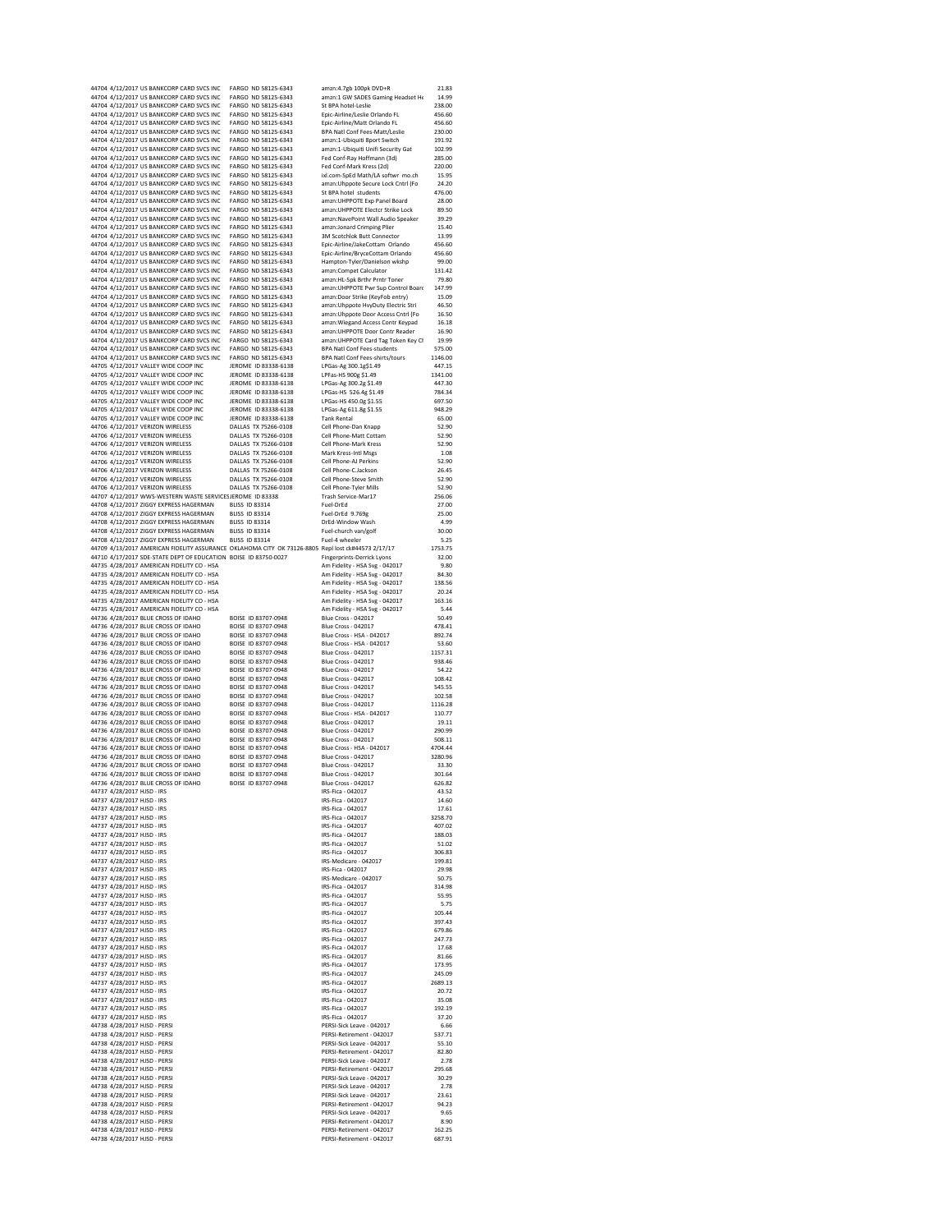| | | | | | |
|---|---|---|---|---|---|
| 44704 | 4/12/2017 | US BANKCORP CARD SVCS INC | FARGO ND 58125-6343 | amzn:4.7gb 100pk DVD+R | 21.83 |
| 44704 | 4/12/2017 | US BANKCORP CARD SVCS INC | FARGO ND 58125-6343 | amzn:1 GW SADES Gaming Headset He | 14.99 |
| 44704 | 4/12/2017 | US BANKCORP CARD SVCS INC | FARGO ND 58125-6343 | St BPA hotel-Leslie | 238.00 |
| 44704 | 4/12/2017 | US BANKCORP CARD SVCS INC | FARGO ND 58125-6343 | Epic-Airline/Leslie Orlando FL | 456.60 |
| 44704 | 4/12/2017 | US BANKCORP CARD SVCS INC | FARGO ND 58125-6343 | Epic-Airline/Matt Orlando FL | 456.60 |
| 44704 | 4/12/2017 | US BANKCORP CARD SVCS INC | FARGO ND 58125-6343 | BPA Natl Conf Fees-Matt/Leslie | 230.00 |
| 44704 | 4/12/2017 | US BANKCORP CARD SVCS INC | FARGO ND 58125-6343 | amzn:1-Ubiquiti 8port Switch | 191.92 |
| 44704 | 4/12/2017 | US BANKCORP CARD SVCS INC | FARGO ND 58125-6343 | amzn:1-Ubiquiti Unifi Security Gat | 102.99 |
| 44704 | 4/12/2017 | US BANKCORP CARD SVCS INC | FARGO ND 58125-6343 | Fed Conf-Ray Hoffmann (3d) | 285.00 |
| 44704 | 4/12/2017 | US BANKCORP CARD SVCS INC | FARGO ND 58125-6343 | Fed Conf-Mark Kress (2d) | 220.00 |
| 44704 | 4/12/2017 | US BANKCORP CARD SVCS INC | FARGO ND 58125-6343 | ixl.com-SpEd Math/LA softwr mo.ch | 15.95 |
| 44704 | 4/12/2017 | US BANKCORP CARD SVCS INC | FARGO ND 58125-6343 | amzn:Uhppote Secure Lock Cntrl (Fo | 24.20 |
| 44704 | 4/12/2017 | US BANKCORP CARD SVCS INC | FARGO ND 58125-6343 | St BPA hotel students | 476.00 |
| 44704 | 4/12/2017 | US BANKCORP CARD SVCS INC | FARGO ND 58125-6343 | amzn:UHPPOTE Exp Panel Board | 28.00 |
| 44704 | 4/12/2017 | US BANKCORP CARD SVCS INC | FARGO ND 58125-6343 | amzn:UHPPOTE Electcr Strike Lock | 89.50 |
| 44704 | 4/12/2017 | US BANKCORP CARD SVCS INC | FARGO ND 58125-6343 | amzn:NavePoint Wall Audio Speaker | 39.29 |
| 44704 | 4/12/2017 | US BANKCORP CARD SVCS INC | FARGO ND 58125-6343 | amzn:Jonard Crimping Plier | 15.40 |
| 44704 | 4/12/2017 | US BANKCORP CARD SVCS INC | FARGO ND 58125-6343 | 3M Scotchlok Butt Connector | 13.99 |
| 44704 | 4/12/2017 | US BANKCORP CARD SVCS INC | FARGO ND 58125-6343 | Epic-Airline/JakeCottam Orlando | 456.60 |
| 44704 | 4/12/2017 | US BANKCORP CARD SVCS INC | FARGO ND 58125-6343 | Epic-Airline/BryceCottam Orlando | 456.60 |
| 44704 | 4/12/2017 | US BANKCORP CARD SVCS INC | FARGO ND 58125-6343 | Hampton-Tyler/Danielson wkshp | 99.00 |
| 44704 | 4/12/2017 | US BANKCORP CARD SVCS INC | FARGO ND 58125-6343 | amzn:Compet Calculator | 131.42 |
| 44704 | 4/12/2017 | US BANKCORP CARD SVCS INC | FARGO ND 58125-6343 | amzn:HL-5pk Brthr Prntr Toner | 79.80 |
| 44704 | 4/12/2017 | US BANKCORP CARD SVCS INC | FARGO ND 58125-6343 | amzn:UHPPOTE Pwr Sup Control Boarc | 147.99 |
| 44704 | 4/12/2017 | US BANKCORP CARD SVCS INC | FARGO ND 58125-6343 | amzn:Door Strike (KeyFob entry) | 15.09 |
| 44704 | 4/12/2017 | US BANKCORP CARD SVCS INC | FARGO ND 58125-6343 | amzn:Uhppote HvyDuty Electric Stri | 46.50 |
| 44704 | 4/12/2017 | US BANKCORP CARD SVCS INC | FARGO ND 58125-6343 | amzn:Uhppote Door Access Cntrl (Fo | 16.50 |
| 44704 | 4/12/2017 | US BANKCORP CARD SVCS INC | FARGO ND 58125-6343 | amzn:Wiegand Access Contr Keypad | 16.18 |
| 44704 | 4/12/2017 | US BANKCORP CARD SVCS INC | FARGO ND 58125-6343 | amzn:UHPPOTE Door Contr Reader | 16.90 |
| 44704 | 4/12/2017 | US BANKCORP CARD SVCS INC | FARGO ND 58125-6343 | amzn:UHPPOTE Card Tag Token Key Cl | 19.99 |
| 44704 | 4/12/2017 | US BANKCORP CARD SVCS INC | FARGO ND 58125-6343 | BPA Natl Conf Fees-students | 575.00 |
| 44704 | 4/12/2017 | US BANKCORP CARD SVCS INC | FARGO ND 58125-6343 | BPA Natl Conf Fees-shirts/tours | 1146.00 |
| 44705 | 4/12/2017 | VALLEY WIDE COOP INC | JEROME ID 83338-6138 | LPGas-Ag 300.1g$1.49 | 447.15 |
| 44705 | 4/12/2017 | VALLEY WIDE COOP INC | JEROME ID 83338-6138 | LPFas-HS 900g $1.49 | 1341.00 |
| 44705 | 4/12/2017 | VALLEY WIDE COOP INC | JEROME ID 83338-6138 | LPGas-Ag 300.2g $1.49 | 447.30 |
| 44705 | 4/12/2017 | VALLEY WIDE COOP INC | JEROME ID 83338-6138 | LPGas-HS 526.4g $1.49 | 784.34 |
| 44705 | 4/12/2017 | VALLEY WIDE COOP INC | JEROME ID 83338-6138 | LPGas-HS 450.0g $1.55 | 697.50 |
| 44705 | 4/12/2017 | VALLEY WIDE COOP INC | JEROME ID 83338-6138 | LPGas-Ag 611.8g $1.55 | 948.29 |
| 44705 | 4/12/2017 | VALLEY WIDE COOP INC | JEROME ID 83338-6138 | Tank Rental | 65.00 |
| 44706 | 4/12/2017 | VERIZON WIRELESS | DALLAS TX 75266-0108 | Cell Phone-Dan Knapp | 52.90 |
| 44706 | 4/12/2017 | VERIZON WIRELESS | DALLAS TX 75266-0108 | Cell Phone-Matt Cottam | 52.90 |
| 44706 | 4/12/2017 | VERIZON WIRELESS | DALLAS TX 75266-0108 | Cell Phone-Mark Kress | 52.90 |
| 44706 | 4/12/2017 | VERIZON WIRELESS | DALLAS TX 75266-0108 | Mark Kress-Intl Msgs | 1.08 |
| 44706 | 4/12/2017 | VERIZON WIRELESS | DALLAS TX 75266-0108 | Cell Phone-AJ Perkins | 52.90 |
| 44706 | 4/12/2017 | VERIZON WIRELESS | DALLAS TX 75266-0108 | Cell Phone-C.Jackson | 26.45 |
| 44706 | 4/12/2017 | VERIZON WIRELESS | DALLAS TX 75266-0108 | Cell Phone-Steve Smith | 52.90 |
| 44706 | 4/12/2017 | VERIZON WIRELESS | DALLAS TX 75266-0108 | Cell Phone-Tyler Mills | 52.90 |
| 44707 | 4/12/2017 | WWS-WESTERN WASTE SERVICES | JEROME ID 83338 | Trash Service-Mar17 | 256.06 |
| 44708 | 4/12/2017 | ZIGGY EXPRESS HAGERMAN | BLISS ID 83314 | Fuel-DrEd | 27.00 |
| 44708 | 4/12/2017 | ZIGGY EXPRESS HAGERMAN | BLISS ID 83314 | Fuel-DrEd 9.769g | 25.00 |
| 44708 | 4/12/2017 | ZIGGY EXPRESS HAGERMAN | BLISS ID 83314 | DrEd-Window Wash | 4.99 |
| 44708 | 4/12/2017 | ZIGGY EXPRESS HAGERMAN | BLISS ID 83314 | Fuel-church van/golf | 30.00 |
| 44708 | 4/12/2017 | ZIGGY EXPRESS HAGERMAN | BLISS ID 83314 | Fuel-4 wheeler | 5.25 |
| 44709 | 4/13/2017 | AMERICAN FIDELITY ASSURANCE | OKLAHOMA CITY OK 73126-8805 | Repl lost ck#44573 2/17/17 | 1753.75 |
| 44710 | 4/17/2017 | SDE-STATE DEPT OF EDUCATION | BOISE ID 83750-0027 | Fingerprints-Derrick Lyons | 32.00 |
| 44735 | 4/28/2017 | AMERICAN FIDELITY CO - HSA | | Am Fidelity - HSA Svg - 042017 | 9.80 |
| 44735 | 4/28/2017 | AMERICAN FIDELITY CO - HSA | | Am Fidelity - HSA Svg - 042017 | 84.30 |
| 44735 | 4/28/2017 | AMERICAN FIDELITY CO - HSA | | Am Fidelity - HSA Svg - 042017 | 138.56 |
| 44735 | 4/28/2017 | AMERICAN FIDELITY CO - HSA | | Am Fidelity - HSA Svg - 042017 | 20.24 |
| 44735 | 4/28/2017 | AMERICAN FIDELITY CO - HSA | | Am Fidelity - HSA Svg - 042017 | 163.16 |
| 44735 | 4/28/2017 | AMERICAN FIDELITY CO - HSA | | Am Fidelity - HSA Svg - 042017 | 5.44 |
| 44736 | 4/28/2017 | BLUE CROSS OF IDAHO | BOISE ID 83707-0948 | Blue Cross - 042017 | 50.49 |
| 44736 | 4/28/2017 | BLUE CROSS OF IDAHO | BOISE ID 83707-0948 | Blue Cross - 042017 | 478.41 |
| 44736 | 4/28/2017 | BLUE CROSS OF IDAHO | BOISE ID 83707-0948 | Blue Cross - HSA - 042017 | 892.74 |
| 44736 | 4/28/2017 | BLUE CROSS OF IDAHO | BOISE ID 83707-0948 | Blue Cross - HSA - 042017 | 53.60 |
| 44736 | 4/28/2017 | BLUE CROSS OF IDAHO | BOISE ID 83707-0948 | Blue Cross - 042017 | 1157.31 |
| 44736 | 4/28/2017 | BLUE CROSS OF IDAHO | BOISE ID 83707-0948 | Blue Cross - 042017 | 938.46 |
| 44736 | 4/28/2017 | BLUE CROSS OF IDAHO | BOISE ID 83707-0948 | Blue Cross - 042017 | 54.22 |
| 44736 | 4/28/2017 | BLUE CROSS OF IDAHO | BOISE ID 83707-0948 | Blue Cross - 042017 | 108.42 |
| 44736 | 4/28/2017 | BLUE CROSS OF IDAHO | BOISE ID 83707-0948 | Blue Cross - 042017 | 545.55 |
| 44736 | 4/28/2017 | BLUE CROSS OF IDAHO | BOISE ID 83707-0948 | Blue Cross - 042017 | 102.58 |
| 44736 | 4/28/2017 | BLUE CROSS OF IDAHO | BOISE ID 83707-0948 | Blue Cross - 042017 | 1116.28 |
| 44736 | 4/28/2017 | BLUE CROSS OF IDAHO | BOISE ID 83707-0948 | Blue Cross - HSA - 042017 | 110.77 |
| 44736 | 4/28/2017 | BLUE CROSS OF IDAHO | BOISE ID 83707-0948 | Blue Cross - 042017 | 19.11 |
| 44736 | 4/28/2017 | BLUE CROSS OF IDAHO | BOISE ID 83707-0948 | Blue Cross - 042017 | 290.99 |
| 44736 | 4/28/2017 | BLUE CROSS OF IDAHO | BOISE ID 83707-0948 | Blue Cross - 042017 | 508.11 |
| 44736 | 4/28/2017 | BLUE CROSS OF IDAHO | BOISE ID 83707-0948 | Blue Cross - HSA - 042017 | 4704.44 |
| 44736 | 4/28/2017 | BLUE CROSS OF IDAHO | BOISE ID 83707-0948 | Blue Cross - 042017 | 3280.96 |
| 44736 | 4/28/2017 | BLUE CROSS OF IDAHO | BOISE ID 83707-0948 | Blue Cross - 042017 | 33.30 |
| 44736 | 4/28/2017 | BLUE CROSS OF IDAHO | BOISE ID 83707-0948 | Blue Cross - 042017 | 301.64 |
| 44736 | 4/28/2017 | BLUE CROSS OF IDAHO | BOISE ID 83707-0948 | Blue Cross - 042017 | 626.82 |
| 44737 | 4/28/2017 | HJSD - IRS | | IRS-Fica - 042017 | 43.52 |
| 44737 | 4/28/2017 | HJSD - IRS | | IRS-Fica - 042017 | 14.60 |
| 44737 | 4/28/2017 | HJSD - IRS | | IRS-Fica - 042017 | 17.61 |
| 44737 | 4/28/2017 | HJSD - IRS | | IRS-Fica - 042017 | 3258.70 |
| 44737 | 4/28/2017 | HJSD - IRS | | IRS-Fica - 042017 | 407.02 |
| 44737 | 4/28/2017 | HJSD - IRS | | IRS-Fica - 042017 | 188.03 |
| 44737 | 4/28/2017 | HJSD - IRS | | IRS-Fica - 042017 | 51.02 |
| 44737 | 4/28/2017 | HJSD - IRS | | IRS-Fica - 042017 | 306.83 |
| 44737 | 4/28/2017 | HJSD - IRS | | IRS-Medicare - 042017 | 199.81 |
| 44737 | 4/28/2017 | HJSD - IRS | | IRS-Fica - 042017 | 29.98 |
| 44737 | 4/28/2017 | HJSD - IRS | | IRS-Medicare - 042017 | 50.75 |
| 44737 | 4/28/2017 | HJSD - IRS | | IRS-Fica - 042017 | 314.98 |
| 44737 | 4/28/2017 | HJSD - IRS | | IRS-Fica - 042017 | 55.95 |
| 44737 | 4/28/2017 | HJSD - IRS | | IRS-Fica - 042017 | 5.75 |
| 44737 | 4/28/2017 | HJSD - IRS | | IRS-Fica - 042017 | 105.44 |
| 44737 | 4/28/2017 | HJSD - IRS | | IRS-Fica - 042017 | 397.43 |
| 44737 | 4/28/2017 | HJSD - IRS | | IRS-Fica - 042017 | 679.86 |
| 44737 | 4/28/2017 | HJSD - IRS | | IRS-Fica - 042017 | 247.73 |
| 44737 | 4/28/2017 | HJSD - IRS | | IRS-Fica - 042017 | 17.68 |
| 44737 | 4/28/2017 | HJSD - IRS | | IRS-Fica - 042017 | 81.66 |
| 44737 | 4/28/2017 | HJSD - IRS | | IRS-Fica - 042017 | 173.95 |
| 44737 | 4/28/2017 | HJSD - IRS | | IRS-Fica - 042017 | 245.09 |
| 44737 | 4/28/2017 | HJSD - IRS | | IRS-Fica - 042017 | 2689.13 |
| 44737 | 4/28/2017 | HJSD - IRS | | IRS-Fica - 042017 | 20.72 |
| 44737 | 4/28/2017 | HJSD - IRS | | IRS-Fica - 042017 | 35.08 |
| 44737 | 4/28/2017 | HJSD - IRS | | IRS-Fica - 042017 | 192.19 |
| 44737 | 4/28/2017 | HJSD - IRS | | IRS-Fica - 042017 | 37.20 |
| 44738 | 4/28/2017 | HJSD - PERSI | | PERSI-Sick Leave - 042017 | 6.66 |
| 44738 | 4/28/2017 | HJSD - PERSI | | PERSI-Retirement - 042017 | 537.71 |
| 44738 | 4/28/2017 | HJSD - PERSI | | PERSI-Sick Leave - 042017 | 55.10 |
| 44738 | 4/28/2017 | HJSD - PERSI | | PERSI-Retirement - 042017 | 82.80 |
| 44738 | 4/28/2017 | HJSD - PERSI | | PERSI-Sick Leave - 042017 | 2.78 |
| 44738 | 4/28/2017 | HJSD - PERSI | | PERSI-Retirement - 042017 | 295.68 |
| 44738 | 4/28/2017 | HJSD - PERSI | | PERSI-Sick Leave - 042017 | 30.29 |
| 44738 | 4/28/2017 | HJSD - PERSI | | PERSI-Sick Leave - 042017 | 2.78 |
| 44738 | 4/28/2017 | HJSD - PERSI | | PERSI-Sick Leave - 042017 | 23.61 |
| 44738 | 4/28/2017 | HJSD - PERSI | | PERSI-Retirement - 042017 | 94.23 |
| 44738 | 4/28/2017 | HJSD - PERSI | | PERSI-Sick Leave - 042017 | 9.65 |
| 44738 | 4/28/2017 | HJSD - PERSI | | PERSI-Retirement - 042017 | 8.90 |
| 44738 | 4/28/2017 | HJSD - PERSI | | PERSI-Retirement - 042017 | 162.25 |
| 44738 | 4/28/2017 | HJSD - PERSI | | PERSI-Retirement - 042017 | 687.91 |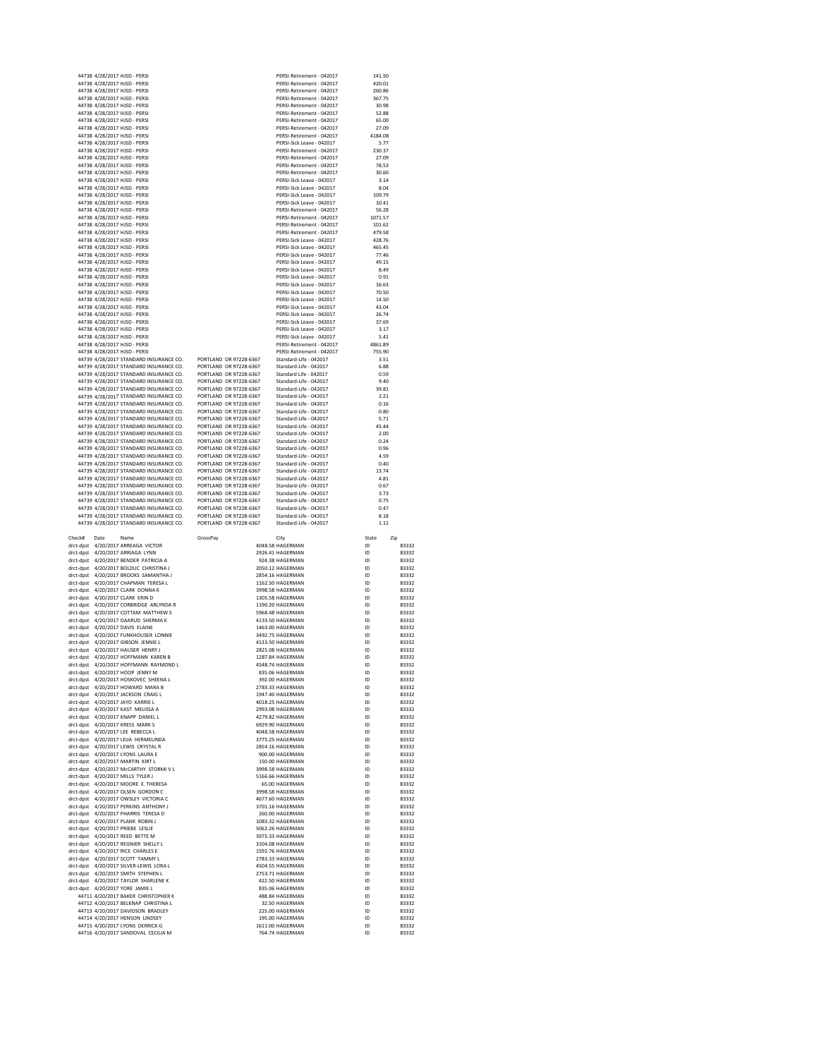| | | | | | |
|---|---|---|---|---|---|
| 44738 | 4/28/2017 | HJSD - PERSI | | PERSI-Retirement - 042017 | 141.50 |
| 44738 | 4/28/2017 | HJSD - PERSI | | PERSI-Retirement - 042017 | 420.01 |
| 44738 | 4/28/2017 | HJSD - PERSI | | PERSI-Retirement - 042017 | 260.86 |
| 44738 | 4/28/2017 | HJSD - PERSI | | PERSI-Retirement - 042017 | 367.75 |
| 44738 | 4/28/2017 | HJSD - PERSI | | PERSI-Retirement - 042017 | 30.98 |
| 44738 | 4/28/2017 | HJSD - PERSI | | PERSI-Retirement - 042017 | 52.88 |
| 44738 | 4/28/2017 | HJSD - PERSI | | PERSI-Retirement - 042017 | 65.00 |
| 44738 | 4/28/2017 | HJSD - PERSI | | PERSI-Retirement - 042017 | 27.09 |
| 44738 | 4/28/2017 | HJSD - PERSI | | PERSI-Retirement - 042017 | 4184.08 |
| 44738 | 4/28/2017 | HJSD - PERSI | | PERSI-Sick Leave - 042017 | 5.77 |
| 44738 | 4/28/2017 | HJSD - PERSI | | PERSI-Retirement - 042017 | 230.37 |
| 44738 | 4/28/2017 | HJSD - PERSI | | PERSI-Retirement - 042017 | 27.09 |
| 44738 | 4/28/2017 | HJSD - PERSI | | PERSI-Retirement - 042017 | 78.53 |
| 44738 | 4/28/2017 | HJSD - PERSI | | PERSI-Retirement - 042017 | 30.60 |
| 44738 | 4/28/2017 | HJSD - PERSI | | PERSI-Sick Leave - 042017 | 3.14 |
| 44738 | 4/28/2017 | HJSD - PERSI | | PERSI-Sick Leave - 042017 | 8.04 |
| 44738 | 4/28/2017 | HJSD - PERSI | | PERSI-Sick Leave - 042017 | 109.79 |
| 44738 | 4/28/2017 | HJSD - PERSI | | PERSI-Sick Leave - 042017 | 10.41 |
| 44738 | 4/28/2017 | HJSD - PERSI | | PERSI-Retirement - 042017 | 56.28 |
| 44738 | 4/28/2017 | HJSD - PERSI | | PERSI-Retirement - 042017 | 1071.57 |
| 44738 | 4/28/2017 | HJSD - PERSI | | PERSI-Retirement - 042017 | 101.62 |
| 44738 | 4/28/2017 | HJSD - PERSI | | PERSI-Retirement - 042017 | 479.58 |
| 44738 | 4/28/2017 | HJSD - PERSI | | PERSI-Sick Leave - 042017 | 428.76 |
| 44738 | 4/28/2017 | HJSD - PERSI | | PERSI-Sick Leave - 042017 | 465.45 |
| 44738 | 4/28/2017 | HJSD - PERSI | | PERSI-Sick Leave - 042017 | 77.46 |
| 44738 | 4/28/2017 | HJSD - PERSI | | PERSI-Sick Leave - 042017 | 49.15 |
| 44738 | 4/28/2017 | HJSD - PERSI | | PERSI-Sick Leave - 042017 | 8.49 |
| 44738 | 4/28/2017 | HJSD - PERSI | | PERSI-Sick Leave - 042017 | 0.91 |
| 44738 | 4/28/2017 | HJSD - PERSI | | PERSI-Sick Leave - 042017 | 16.63 |
| 44738 | 4/28/2017 | HJSD - PERSI | | PERSI-Sick Leave - 042017 | 70.50 |
| 44738 | 4/28/2017 | HJSD - PERSI | | PERSI-Sick Leave - 042017 | 14.50 |
| 44738 | 4/28/2017 | HJSD - PERSI | | PERSI-Sick Leave - 042017 | 43.04 |
| 44738 | 4/28/2017 | HJSD - PERSI | | PERSI-Sick Leave - 042017 | 26.74 |
| 44738 | 4/28/2017 | HJSD - PERSI | | PERSI-Sick Leave - 042017 | 37.69 |
| 44738 | 4/28/2017 | HJSD - PERSI | | PERSI-Sick Leave - 042017 | 3.17 |
| 44738 | 4/28/2017 | HJSD - PERSI | | PERSI-Sick Leave - 042017 | 5.41 |
| 44738 | 4/28/2017 | HJSD - PERSI | | PERSI-Retirement - 042017 | 4861.89 |
| 44738 | 4/28/2017 | HJSD - PERSI | | PERSI-Retirement - 042017 | 755.90 |
| 44739 | 4/28/2017 | STANDARD INSURANCE CO. | PORTLAND OR 97228-6367 | Standard-Life - 042017 | 3.51 |
| 44739 | 4/28/2017 | STANDARD INSURANCE CO. | PORTLAND OR 97228-6367 | Standard-Life - 042017 | 6.88 |
| 44739 | 4/28/2017 | STANDARD INSURANCE CO. | PORTLAND OR 97228-6367 | Standard-Life - 042017 | 0.59 |
| 44739 | 4/28/2017 | STANDARD INSURANCE CO. | PORTLAND OR 97228-6367 | Standard-Life - 042017 | 9.40 |
| 44739 | 4/28/2017 | STANDARD INSURANCE CO. | PORTLAND OR 97228-6367 | Standard-Life - 042017 | 39.81 |
| 44739 | 4/28/2017 | STANDARD INSURANCE CO. | PORTLAND OR 97228-6367 | Standard-Life - 042017 | 2.21 |
| 44739 | 4/28/2017 | STANDARD INSURANCE CO. | PORTLAND OR 97228-6367 | Standard-Life - 042017 | 0.16 |
| 44739 | 4/28/2017 | STANDARD INSURANCE CO. | PORTLAND OR 97228-6367 | Standard-Life - 042017 | 0.80 |
| 44739 | 4/28/2017 | STANDARD INSURANCE CO. | PORTLAND OR 97228-6367 | Standard-Life - 042017 | 5.71 |
| 44739 | 4/28/2017 | STANDARD INSURANCE CO. | PORTLAND OR 97228-6367 | Standard-Life - 042017 | 45.44 |
| 44739 | 4/28/2017 | STANDARD INSURANCE CO. | PORTLAND OR 97228-6367 | Standard-Life - 042017 | 2.00 |
| 44739 | 4/28/2017 | STANDARD INSURANCE CO. | PORTLAND OR 97228-6367 | Standard-Life - 042017 | 0.24 |
| 44739 | 4/28/2017 | STANDARD INSURANCE CO. | PORTLAND OR 97228-6367 | Standard-Life - 042017 | 0.96 |
| 44739 | 4/28/2017 | STANDARD INSURANCE CO. | PORTLAND OR 97228-6367 | Standard-Life - 042017 | 4.59 |
| 44739 | 4/28/2017 | STANDARD INSURANCE CO. | PORTLAND OR 97228-6367 | Standard-Life - 042017 | 0.40 |
| 44739 | 4/28/2017 | STANDARD INSURANCE CO. | PORTLAND OR 97228-6367 | Standard-Life - 042017 | 13.74 |
| 44739 | 4/28/2017 | STANDARD INSURANCE CO. | PORTLAND OR 97228-6367 | Standard-Life - 042017 | 4.81 |
| 44739 | 4/28/2017 | STANDARD INSURANCE CO. | PORTLAND OR 97228-6367 | Standard-Life - 042017 | 0.67 |
| 44739 | 4/28/2017 | STANDARD INSURANCE CO. | PORTLAND OR 97228-6367 | Standard-Life - 042017 | 3.73 |
| 44739 | 4/28/2017 | STANDARD INSURANCE CO. | PORTLAND OR 97228-6367 | Standard-Life - 042017 | 0.75 |
| 44739 | 4/28/2017 | STANDARD INSURANCE CO. | PORTLAND OR 97228-6367 | Standard-Life - 042017 | 0.47 |
| 44739 | 4/28/2017 | STANDARD INSURANCE CO. | PORTLAND OR 97228-6367 | Standard-Life - 042017 | 8.18 |
| 44739 | 4/28/2017 | STANDARD INSURANCE CO. | PORTLAND OR 97228-6367 | Standard-Life - 042017 | 1.11 |

| Check# | Date | Name | GrossPay | City | State | Zip |
|---|---|---|---|---|---|---|
| drct-dpst | 4/20/2017 | ARREAGA VICTOR | 4048.58 | HAGERMAN | ID | 83332 |
| drct-dpst | 4/20/2017 | ARRIAGA LYNN | 2926.41 | HAGERMAN | ID | 83332 |
| drct-dpst | 4/20/2017 | BENDER PATRICIA A | 924.38 | HAGERMAN | ID | 83332 |
| drct-dpst | 4/20/2017 | BOLDUC CHRISTINA J | 2050.12 | HAGERMAN | ID | 83332 |
| drct-dpst | 4/20/2017 | BROOKS SAMANTHA J | 2854.16 | HAGERMAN | ID | 83332 |
| drct-dpst | 4/20/2017 | CHAPMAN TERESA L | 1162.50 | HAGERMAN | ID | 83332 |
| drct-dpst | 4/20/2017 | CLARK DONNA K | 3998.58 | HAGERMAN | ID | 83332 |
| drct-dpst | 4/20/2017 | CLARK ERIN D | 1305.58 | HAGERMAN | ID | 83332 |
| drct-dpst | 4/20/2017 | CORBRIDGE ARLYNDA R | 1190.20 | HAGERMAN | ID | 83332 |
| drct-dpst | 4/20/2017 | COTTAM MATTHEW S | 5968.48 | HAGERMAN | ID | 83332 |
| drct-dpst | 4/20/2017 | DAARUD SHERMA K | 4133.50 | HAGERMAN | ID | 83332 |
| drct-dpst | 4/20/2017 | DAVIS ELAINE | 1463.00 | HAGERMAN | ID | 83332 |
| drct-dpst | 4/20/2017 | FUNKHOUSER LONNIE | 3492.75 | HAGERMAN | ID | 83332 |
| drct-dpst | 4/20/2017 | GIBSON JENNIE L | 4133.50 | HAGERMAN | ID | 83332 |
| drct-dpst | 4/20/2017 | HAUSER HENRY J | 2825.08 | HAGERMAN | ID | 83332 |
| drct-dpst | 4/20/2017 | HOFFMANN KAREN B | 1287.84 | HAGERMAN | ID | 83332 |
| drct-dpst | 4/20/2017 | HOFFMANN RAYMOND L | 4548.74 | HAGERMAN | ID | 83332 |
| drct-dpst | 4/20/2017 | HOOP JENNY M | 835.06 | HAGERMAN | ID | 83332 |
| drct-dpst | 4/20/2017 | HOSKOVEC SHEENA L | 392.00 | HAGERMAN | ID | 83332 |
| drct-dpst | 4/20/2017 | HOWARD MARA B | 2783.33 | HAGERMAN | ID | 83332 |
| drct-dpst | 4/20/2017 | JACKSON CRAIG L | 1947.40 | HAGERMAN | ID | 83332 |
| drct-dpst | 4/20/2017 | JAYO KARRIE L | 4018.25 | HAGERMAN | ID | 83332 |
| drct-dpst | 4/20/2017 | KAST MELISSA A | 2993.08 | HAGERMAN | ID | 83332 |
| drct-dpst | 4/20/2017 | KNAPP DANIEL L | 4279.82 | HAGERMAN | ID | 83332 |
| drct-dpst | 4/20/2017 | KRESS MARK S | 6929.90 | HAGERMAN | ID | 83332 |
| drct-dpst | 4/20/2017 | LEE REBECCA L | 4048.58 | HAGERMAN | ID | 83332 |
| drct-dpst | 4/20/2017 | LEIJA HERMELINDA | 3775.25 | HAGERMAN | ID | 83332 |
| drct-dpst | 4/20/2017 | LEWIS CRYSTAL R | 2854.16 | HAGERMAN | ID | 83332 |
| drct-dpst | 4/20/2017 | LYONS LAURA E | 900.00 | HAGERMAN | ID | 83332 |
| drct-dpst | 4/20/2017 | MARTIN KIRT L | 150.00 | HAGERMAN | ID | 83332 |
| drct-dpst | 4/20/2017 | McCARTHY STORMI V L | 3998.58 | HAGERMAN | ID | 83332 |
| drct-dpst | 4/20/2017 | MILLS TYLER J | 5166.66 | HAGERMAN | ID | 83332 |
| drct-dpst | 4/20/2017 | MOORE E. THERESA | 65.00 | HAGERMAN | ID | 83332 |
| drct-dpst | 4/20/2017 | OLSEN GORDON C | 3998.58 | HAGERMAN | ID | 83332 |
| drct-dpst | 4/20/2017 | OWSLEY VICTORIA C | 4677.60 | HAGERMAN | ID | 83332 |
| drct-dpst | 4/20/2017 | PERKINS ANTHONY J | 3701.16 | HAGERMAN | ID | 83332 |
| drct-dpst | 4/20/2017 | PHARRIS TERESA D | 260.00 | HAGERMAN | ID | 83332 |
| drct-dpst | 4/20/2017 | PLANK ROBIN J | 1083.32 | HAGERMAN | ID | 83332 |
| drct-dpst | 4/20/2017 | PRIEBE LESLIE | 5062.26 | HAGERMAN | ID | 83332 |
| drct-dpst | 4/20/2017 | REED BETTE M | 3975.33 | HAGERMAN | ID | 83332 |
| drct-dpst | 4/20/2017 | REGNIER SHELLY L | 3104.08 | HAGERMAN | ID | 83332 |
| drct-dpst | 4/20/2017 | RICE CHARLES E | 1592.76 | HAGERMAN | ID | 83332 |
| drct-dpst | 4/20/2017 | SCOTT TAMMY L | 2783.33 | HAGERMAN | ID | 83332 |
| drct-dpst | 4/20/2017 | SILVER-LEWIS LORA L | 4504.55 | HAGERMAN | ID | 83332 |
| drct-dpst | 4/20/2017 | SMITH STEPHEN L | 2753.71 | HAGERMAN | ID | 83332 |
| drct-dpst | 4/20/2017 | TAYLOR SHARLENE K | 422.50 | HAGERMAN | ID | 83332 |
| drct-dpst | 4/20/2017 | YORE JAMIE L | 835.06 | HAGERMAN | ID | 83332 |
| 44711 | 4/20/2017 | BAKER CHRISTOPHER K | 488.84 | HAGERMAN | ID | 83332 |
| 44712 | 4/20/2017 | BELKNAP CHRISTINA L | 32.50 | HAGERMAN | ID | 83332 |
| 44713 | 4/20/2017 | DAVIDSON BRADLEY | 225.00 | HAGERMAN | ID | 83332 |
| 44714 | 4/20/2017 | HENSON LINDSEY | 195.00 | HAGERMAN | ID | 83332 |
| 44715 | 4/20/2017 | LYONS DERRICK G | 1611.00 | HAGERMAN | ID | 83332 |
| 44716 | 4/20/2017 | SANDOVAL CECILIA M | 764.74 | HAGERMAN | ID | 83332 |